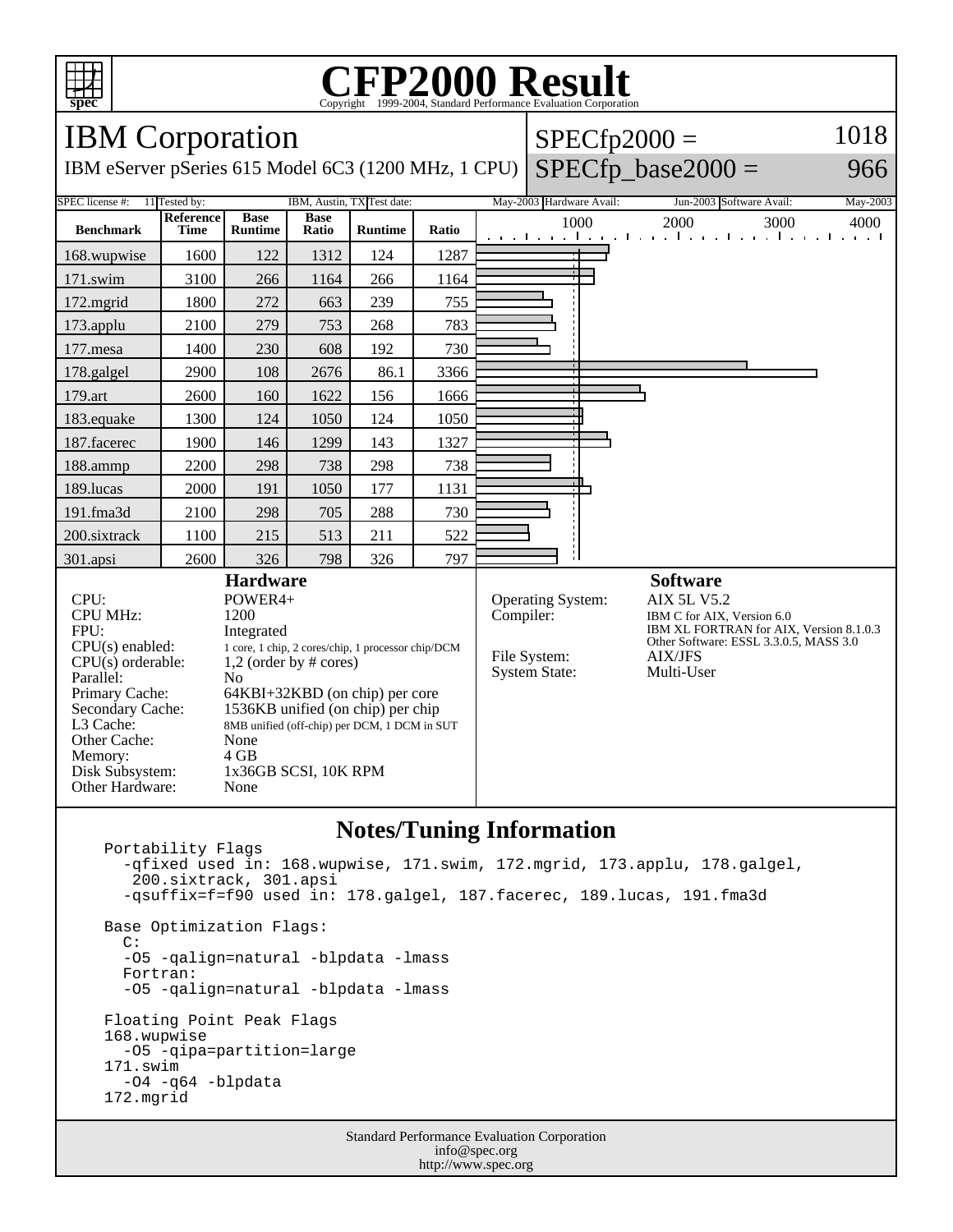# CFP2000 Result

Copyright 1999-2004, Standard Performance Evaluation Corporation

## IBM Corporation

IBM eServer pSeries 615 Model 6C3 (1200 MHz, 1 CPU)

SPECfp2000 = 1018

SPECfp_base2000 = 966

| SPEC license #: | 11 | Tested by: | IBM, Austin, TX | Test date: | May-2003 | Hardware Avail: | Jun-2003 | Software Avail: | May-2003 |
|---|---|---|---|---|---|---|---|---|---|

| Benchmark | Reference Time | Base Runtime | Base Ratio | Runtime | Ratio |
|---|---|---|---|---|---|
| 168.wupwise | 1600 | 122 | 1312 | 124 | 1287 |
| 171.swim | 3100 | 266 | 1164 | 266 | 1164 |
| 172.mgrid | 1800 | 272 | 663 | 239 | 755 |
| 173.applu | 2100 | 279 | 753 | 268 | 783 |
| 177.mesa | 1400 | 230 | 608 | 192 | 730 |
| 178.galgel | 2900 | 108 | 2676 | 86.1 | 3366 |
| 179.art | 2600 | 160 | 1622 | 156 | 1666 |
| 183.equake | 1300 | 124 | 1050 | 124 | 1050 |
| 187.facerec | 1900 | 146 | 1299 | 143 | 1327 |
| 188.ammp | 2200 | 298 | 738 | 298 | 738 |
| 189.lucas | 2000 | 191 | 1050 | 177 | 1131 |
| 191.fma3d | 2100 | 298 | 705 | 288 | 730 |
| 200.sixtrack | 1100 | 215 | 513 | 211 | 522 |
| 301.apsi | 2600 | 326 | 798 | 326 | 797 |

### Hardware

| | |
|---|---|
| CPU: | POWER4+ |
| CPU MHz: | 1200 |
| FPU: | Integrated |
| CPU(s) enabled: | 1 core, 1 chip, 2 cores/chip, 1 processor chip/DCM |
| CPU(s) orderable: | 1,2 (order by # cores) |
| Parallel: | No |
| Primary Cache: | 64KBI+32KBD (on chip) per core |
| Secondary Cache: | 1536KB unified (on chip) per chip |
| L3 Cache: | 8MB unified (off-chip) per DCM, 1 DCM in SUT |
| Other Cache: | None |
| Memory: | 4 GB |
| Disk Subsystem: | 1x36GB SCSI, 10K RPM |
| Other Hardware: | None |

### Software

| | |
|---|---|
| Operating System: | AIX 5L V5.2 |
| Compiler: | IBM C for AIX, Version 6.0<br>IBM XL FORTRAN for AIX, Version 8.1.0.3<br>Other Software: ESSL 3.3.0.5, MASS 3.0 |
| File System: | AIX/JFS |
| System State: | Multi-User |

## Notes/Tuning Information

```
Portability Flags
  -qfixed used in: 168.wupwise, 171.swim, 172.mgrid, 173.applu, 178.galgel,
   200.sixtrack, 301.apsi
  -qsuffix=f=f90 used in: 178.galgel, 187.facerec, 189.lucas, 191.fma3d

Base Optimization Flags:
  C:
  -O5 -qalign=natural -blpdata -lmass
  Fortran:
  -O5 -qalign=natural -blpdata -lmass

Floating Point Peak Flags
168.wupwise
  -O5 -qipa=partition=large
171.swim
  -O4 -q64 -blpdata
172.mgrid
```

Standard Performance Evaluation Corporation
info@spec.org
http://www.spec.org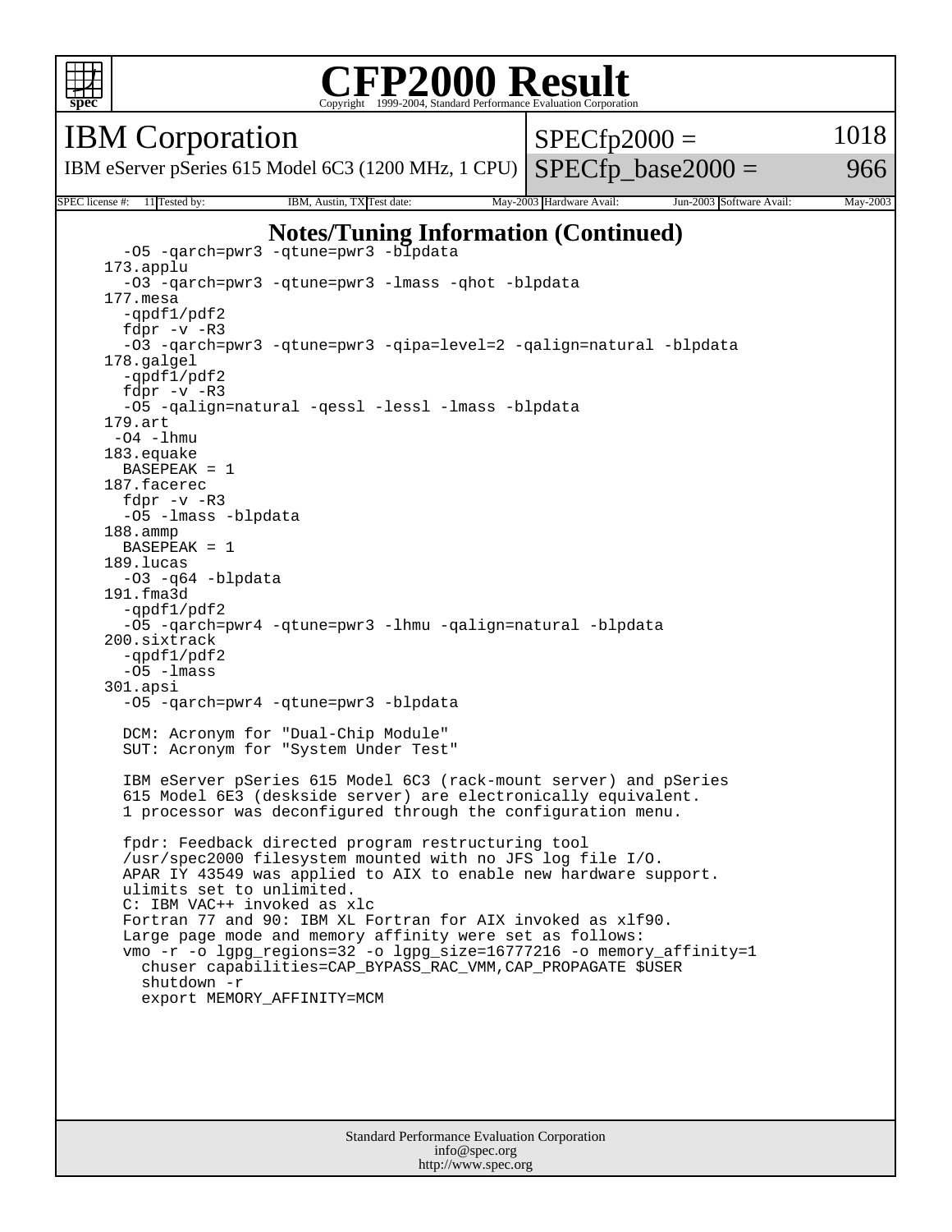# CFP2000 Result

Copyright 1999-2004, Standard Performance Evaluation Corporation

## IBM Corporation

IBM eServer pSeries 615 Model 6C3 (1200 MHz, 1 CPU)

SPECfp2000 = 1018

SPECfp_base2000 = 966

SPEC license #: 11 | Tested by: IBM, Austin, TX | Test date: May-2003 | Hardware Avail: Jun-2003 | Software Avail: May-2003

### Notes/Tuning Information (Continued)

```
      -O5 -qarch=pwr3 -qtune=pwr3 -blpdata
    173.applu
      -O3 -qarch=pwr3 -qtune=pwr3 -lmass -qhot -blpdata
    177.mesa
      -qpdf1/pdf2
      fdpr -v -R3
      -O3 -qarch=pwr3 -qtune=pwr3 -qipa=level=2 -qalign=natural -blpdata
    178.galgel
      -qpdf1/pdf2
      fdpr -v -R3
      -O5 -qalign=natural -qessl -lessl -lmass -blpdata
    179.art
     -O4 -lhmu
    183.equake
      BASEPEAK = 1
    187.facerec
      fdpr -v -R3
      -O5 -lmass -blpdata
    188.ammp
      BASEPEAK = 1
    189.lucas
      -O3 -q64 -blpdata
    191.fma3d
      -qpdf1/pdf2
      -O5 -qarch=pwr4 -qtune=pwr3 -lhmu -qalign=natural -blpdata
    200.sixtrack
      -qpdf1/pdf2
      -O5 -lmass
    301.apsi
      -O5 -qarch=pwr4 -qtune=pwr3 -blpdata

      DCM: Acronym for "Dual-Chip Module"
      SUT: Acronym for "System Under Test"

      IBM eServer pSeries 615 Model 6C3 (rack-mount server) and pSeries
      615 Model 6E3 (deskside server) are electronically equivalent.
      1 processor was deconfigured through the configuration menu.

      fpdr: Feedback directed program restructuring tool
      /usr/spec2000 filesystem mounted with no JFS log file I/O.
      APAR IY 43549 was applied to AIX to enable new hardware support.
      ulimits set to unlimited.
      C: IBM VAC++ invoked as xlc
      Fortran 77 and 90: IBM XL Fortran for AIX invoked as xlf90.
      Large page mode and memory affinity were set as follows:
      vmo -r -o lgpg_regions=32 -o lgpg_size=16777216 -o memory_affinity=1
        chuser capabilities=CAP_BYPASS_RAC_VMM,CAP_PROPAGATE $USER
        shutdown -r
        export MEMORY_AFFINITY=MCM
```

Standard Performance Evaluation Corporation
info@spec.org
http://www.spec.org